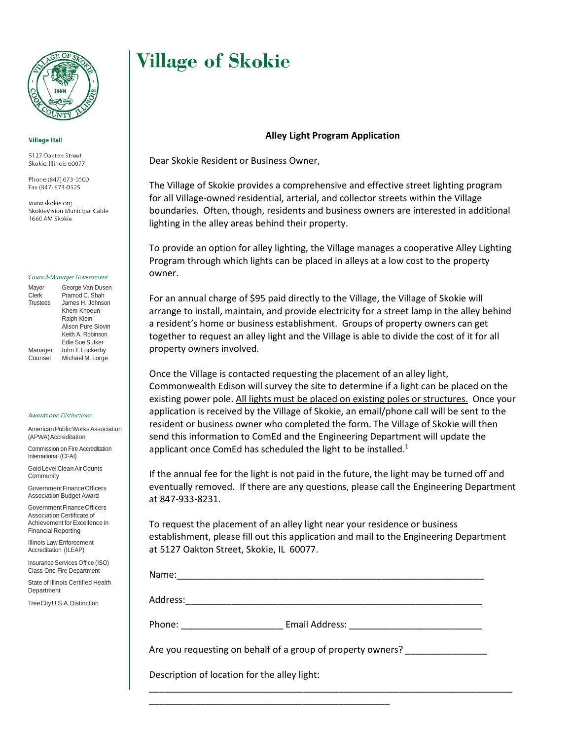# Village of Skokie

**Village Hall**

5127 Oakton Street
Skokie, Illinois 60077

Phone (847) 673-0500
Fax (847) 673-0525

www.skokie.org
SkokieVision Municipal Cable
1660 AM Skokie

*Council-Manager Government*

| | |
|---|---|
| Mayor | George Van Dusen |
| Clerk | Pramod C. Shah |
| Trustees | James H. Johnson |
| | Khem Khoeun |
| | Ralph Klein |
| | Alison Pure Slovin |
| | Keith A. Robinson |
| | Edie Sue Sutker |
| Manager | John T. Lockerby |
| Counsel | Michael M. Lorge |

*Awards and Distinctions*

American Public Works Association (APWA) Accreditation

Commission on Fire Accreditation International (CFAI)

Gold Level Clean Air Counts Community

Government Finance Officers Association Budget Award

Government Finance Officers Association Certificate of Achievement for Excellence in Financial Reporting

Illinois Law Enforcement Accreditation (ILEAP)

Insurance Services Office (ISO) Class One Fire Department

State of Illinois Certified Health Department

Tree City U.S.A. Distinction

## Alley Light Program Application

Dear Skokie Resident or Business Owner,

The Village of Skokie provides a comprehensive and effective street lighting program for all Village-owned residential, arterial, and collector streets within the Village boundaries. Often, though, residents and business owners are interested in additional lighting in the alley areas behind their property.

To provide an option for alley lighting, the Village manages a cooperative Alley Lighting Program through which lights can be placed in alleys at a low cost to the property owner.

For an annual charge of $95 paid directly to the Village, the Village of Skokie will arrange to install, maintain, and provide electricity for a street lamp in the alley behind a resident's home or business establishment. Groups of property owners can get together to request an alley light and the Village is able to divide the cost of it for all property owners involved.

Once the Village is contacted requesting the placement of an alley light, Commonwealth Edison will survey the site to determine if a light can be placed on the existing power pole. <u>All lights must be placed on existing poles or structures.</u> Once your application is received by the Village of Skokie, an email/phone call will be sent to the resident or business owner who completed the form. The Village of Skokie will then send this information to ComEd and the Engineering Department will update the applicant once ComEd has scheduled the light to be installed.[1]

If the annual fee for the light is not paid in the future, the light may be turned off and eventually removed. If there are any questions, please call the Engineering Department at 847-933-8231.

To request the placement of an alley light near your residence or business establishment, please fill out this application and mail to the Engineering Department at 5127 Oakton Street, Skokie, IL 60077.

Name:____________________________________________________________

Address:__________________________________________________________

Phone: ____________________ Email Address: __________________________

Are you requesting on behalf of a group of property owners? _______________

Description of location for the alley light:

________________________________________________________________________

_______________________________________________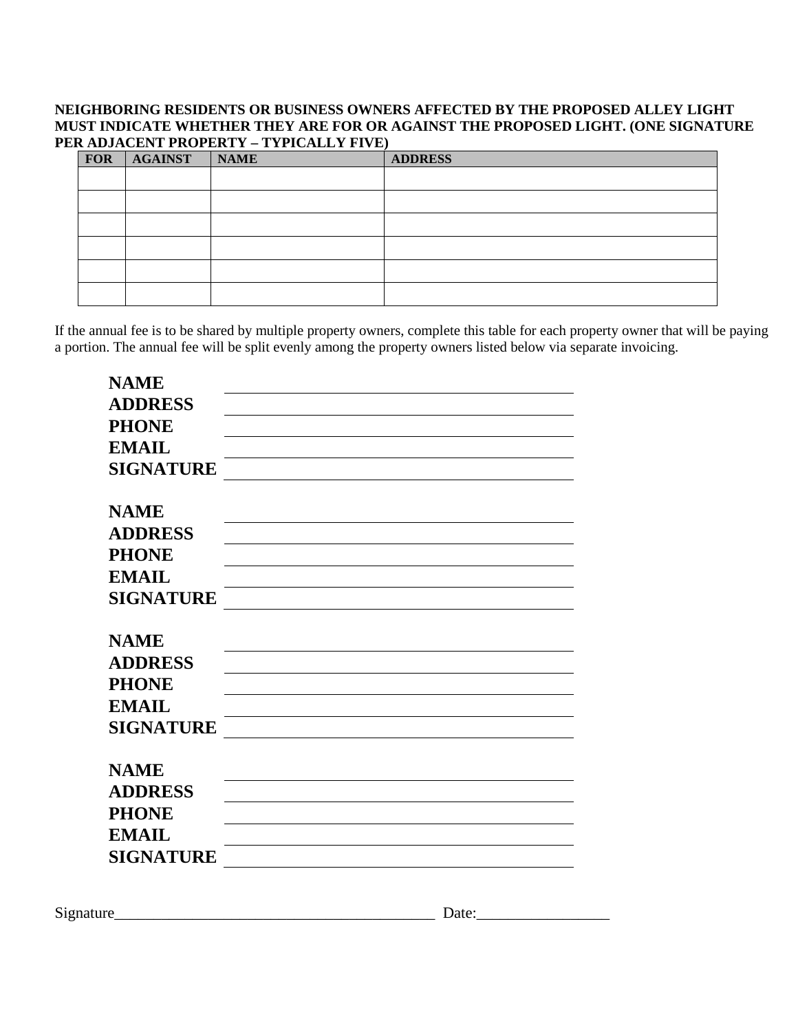**NEIGHBORING RESIDENTS OR BUSINESS OWNERS AFFECTED BY THE PROPOSED ALLEY LIGHT MUST INDICATE WHETHER THEY ARE FOR OR AGAINST THE PROPOSED LIGHT. (ONE SIGNATURE PER ADJACENT PROPERTY – TYPICALLY FIVE)**

| FOR | AGAINST | NAME | ADDRESS |
|---|---|---|---|
| | | | |
| | | | |
| | | | |
| | | | |
| | | | |
| | | | |

If the annual fee is to be shared by multiple property owners, complete this table for each property owner that will be paying a portion. The annual fee will be split evenly among the property owners listed below via separate invoicing.

**NAME** ____________________________________________
**ADDRESS** ____________________________________________
**PHONE** ____________________________________________
**EMAIL** ____________________________________________
**SIGNATURE** ____________________________________________

**NAME** ____________________________________________
**ADDRESS** ____________________________________________
**PHONE** ____________________________________________
**EMAIL** ____________________________________________
**SIGNATURE** ____________________________________________

**NAME** ____________________________________________
**ADDRESS** ____________________________________________
**PHONE** ____________________________________________
**EMAIL** ____________________________________________
**SIGNATURE** ____________________________________________

**NAME** ____________________________________________
**ADDRESS** ____________________________________________
**PHONE** ____________________________________________
**EMAIL** ____________________________________________
**SIGNATURE** ____________________________________________

Signature__________________________________________ Date:_________________